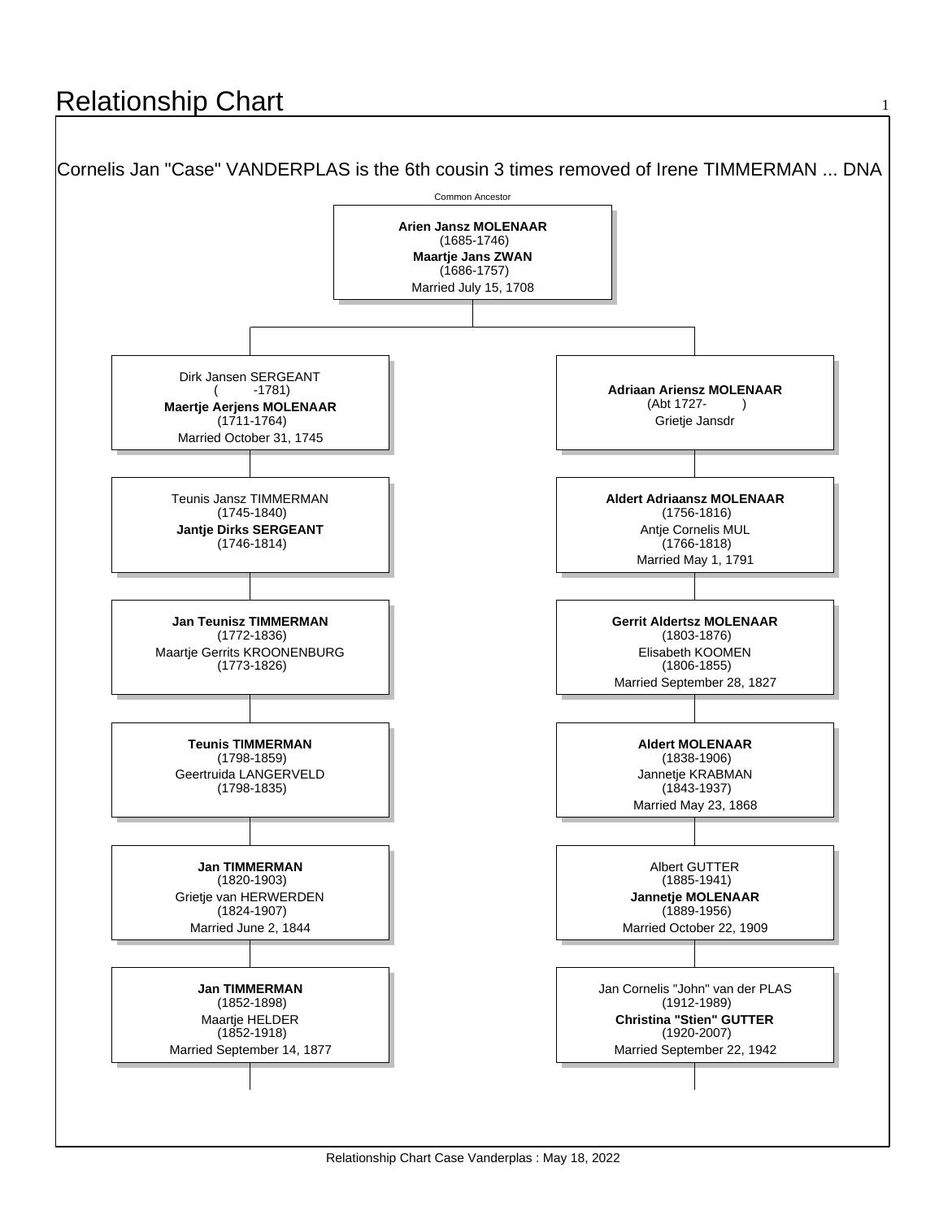# Relationship Chart

Cornelis Jan "Case" VANDERPLAS is the 6th cousin 3 times removed of Irene TIMMERMAN ... DNA

Common Ancestor

**Arien Jansz MOLENAAR**
(1685-1746)
**Maartje Jans ZWAN**
(1686-1757)
Married July 15, 1708

| | |
|---|---|
| Dirk Jansen SERGEANT<br>( -1781)<br>**Maertje Aerjens MOLENAAR**<br>(1711-1764)<br>Married October 31, 1745 | **Adriaan Ariensz MOLENAAR**<br>(Abt 1727- )<br>Grietje Jansdr |
| Teunis Jansz TIMMERMAN<br>(1745-1840)<br>**Jantje Dirks SERGEANT**<br>(1746-1814) | **Aldert Adriaansz MOLENAAR**<br>(1756-1816)<br>Antje Cornelis MUL<br>(1766-1818)<br>Married May 1, 1791 |
| **Jan Teunisz TIMMERMAN**<br>(1772-1836)<br>Maartje Gerrits KROONENBURG<br>(1773-1826) | **Gerrit Aldertsz MOLENAAR**<br>(1803-1876)<br>Elisabeth KOOMEN<br>(1806-1855)<br>Married September 28, 1827 |
| **Teunis TIMMERMAN**<br>(1798-1859)<br>Geertruida LANGERVELD<br>(1798-1835) | **Aldert MOLENAAR**<br>(1838-1906)<br>Jannetje KRABMAN<br>(1843-1937)<br>Married May 23, 1868 |
| **Jan TIMMERMAN**<br>(1820-1903)<br>Grietje van HERWERDEN<br>(1824-1907)<br>Married June 2, 1844 | Albert GUTTER<br>(1885-1941)<br>**Jannetje MOLENAAR**<br>(1889-1956)<br>Married October 22, 1909 |
| **Jan TIMMERMAN**<br>(1852-1898)<br>Maartje HELDER<br>(1852-1918)<br>Married September 14, 1877 | Jan Cornelis "John" van der PLAS<br>(1912-1989)<br>**Christina "Stien" GUTTER**<br>(1920-2007)<br>Married September 22, 1942 |

Relationship Chart Case Vanderplas : May 18, 2022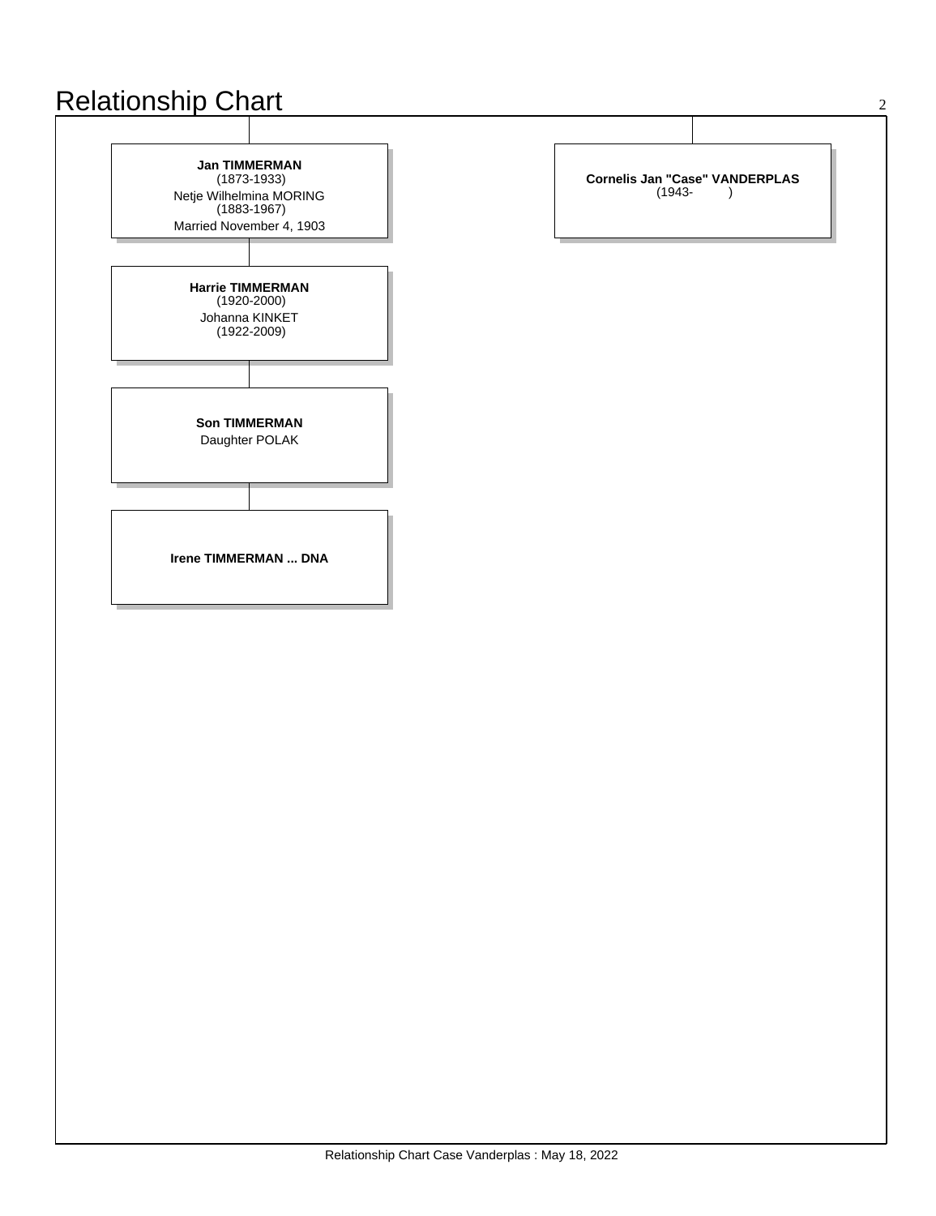# Relationship Chart

**Jan TIMMERMAN**
(1873-1933)
Netje Wilhelmina MORING
(1883-1967)
Married November 4, 1903

**Harrie TIMMERMAN**
(1920-2000)
Johanna KINKET
(1922-2009)

**Son TIMMERMAN**
Daughter POLAK

**Irene TIMMERMAN ... DNA**

**Cornelis Jan "Case" VANDERPLAS**
(1943- )